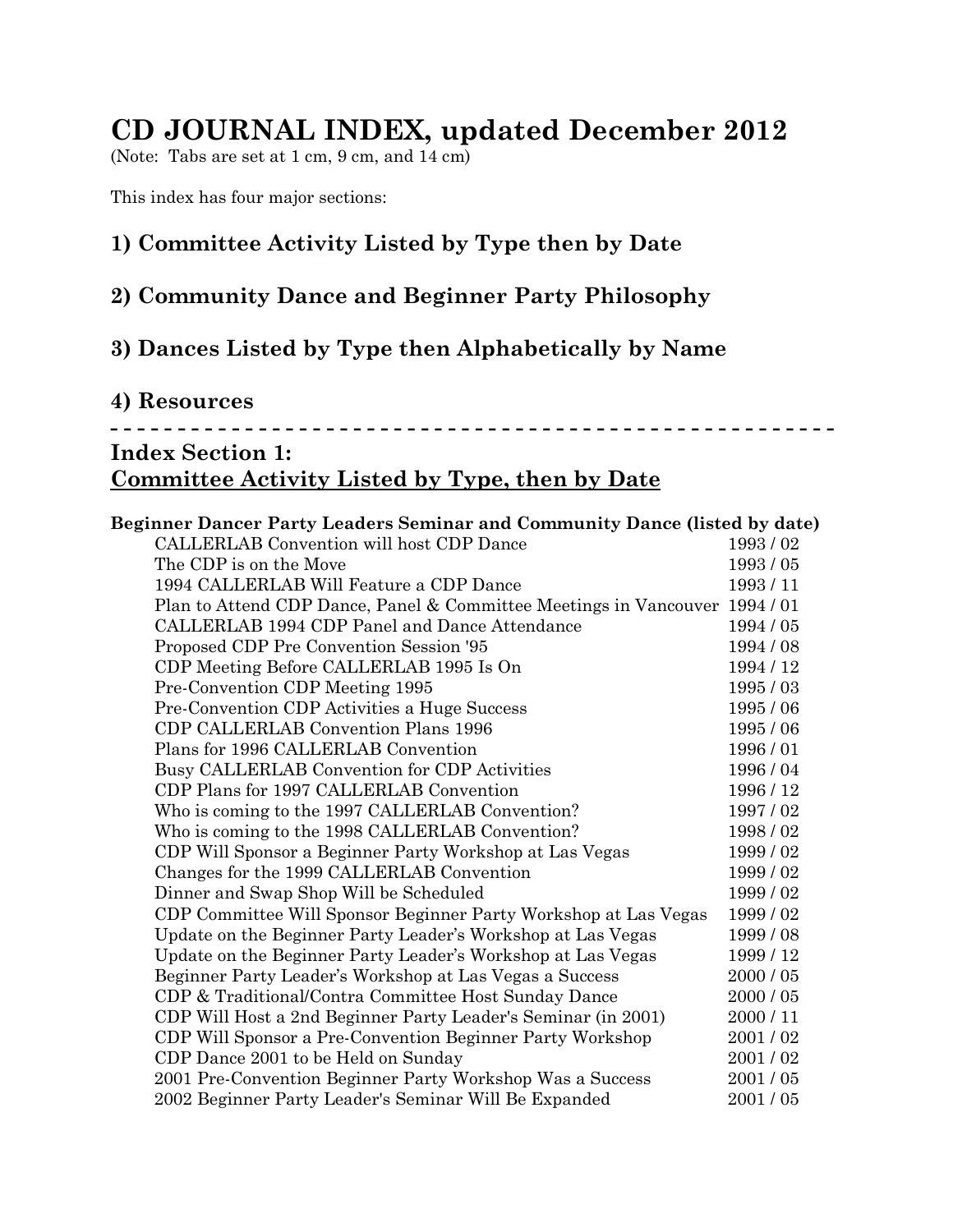# CD JOURNAL INDEX, updated December 2012

(Note: Tabs are set at 1 cm, 9 cm, and 14 cm)

This index has four major sections:

## 1) Committee Activity Listed by Type then by Date

## 2) Community Dance and Beginner Party Philosophy

## 3) Dances Listed by Type then Alphabetically by Name

## 4) Resources

- - - - - - - - - - - - - - - - - - - - - - - - - - - - - - - - - - - - - - - - - - - - - - - - - - - - - -

## Index Section 1: Committee Activity Listed by Type, then by Date

**Beginner Dancer Party Leaders Seminar and Community Dance (listed by date)**

| Title | Date |
|---|---|
| CALLERLAB Convention will host CDP Dance | 1993 / 02 |
| The CDP is on the Move | 1993 / 05 |
| 1994 CALLERLAB Will Feature a CDP Dance | 1993 / 11 |
| Plan to Attend CDP Dance, Panel & Committee Meetings in Vancouver | 1994 / 01 |
| CALLERLAB 1994 CDP Panel and Dance Attendance | 1994 / 05 |
| Proposed CDP Pre Convention Session '95 | 1994 / 08 |
| CDP Meeting Before CALLERLAB 1995 Is On | 1994 / 12 |
| Pre-Convention CDP Meeting 1995 | 1995 / 03 |
| Pre-Convention CDP Activities a Huge Success | 1995 / 06 |
| CDP CALLERLAB Convention Plans 1996 | 1995 / 06 |
| Plans for 1996 CALLERLAB Convention | 1996 / 01 |
| Busy CALLERLAB Convention for CDP Activities | 1996 / 04 |
| CDP Plans for 1997 CALLERLAB Convention | 1996 / 12 |
| Who is coming to the 1997 CALLERLAB Convention? | 1997 / 02 |
| Who is coming to the 1998 CALLERLAB Convention? | 1998 / 02 |
| CDP Will Sponsor a Beginner Party Workshop at Las Vegas | 1999 / 02 |
| Changes for the 1999 CALLERLAB Convention | 1999 / 02 |
| Dinner and Swap Shop Will be Scheduled | 1999 / 02 |
| CDP Committee Will Sponsor Beginner Party Workshop at Las Vegas | 1999 / 02 |
| Update on the Beginner Party Leader's Workshop at Las Vegas | 1999 / 08 |
| Update on the Beginner Party Leader's Workshop at Las Vegas | 1999 / 12 |
| Beginner Party Leader's Workshop at Las Vegas a Success | 2000 / 05 |
| CDP & Traditional/Contra Committee Host Sunday Dance | 2000 / 05 |
| CDP Will Host a 2nd Beginner Party Leader's Seminar (in 2001) | 2000 / 11 |
| CDP Will Sponsor a Pre-Convention Beginner Party Workshop | 2001 / 02 |
| CDP Dance 2001 to be Held on Sunday | 2001 / 02 |
| 2001 Pre-Convention Beginner Party Workshop Was a Success | 2001 / 05 |
| 2002 Beginner Party Leader's Seminar Will Be Expanded | 2001 / 05 |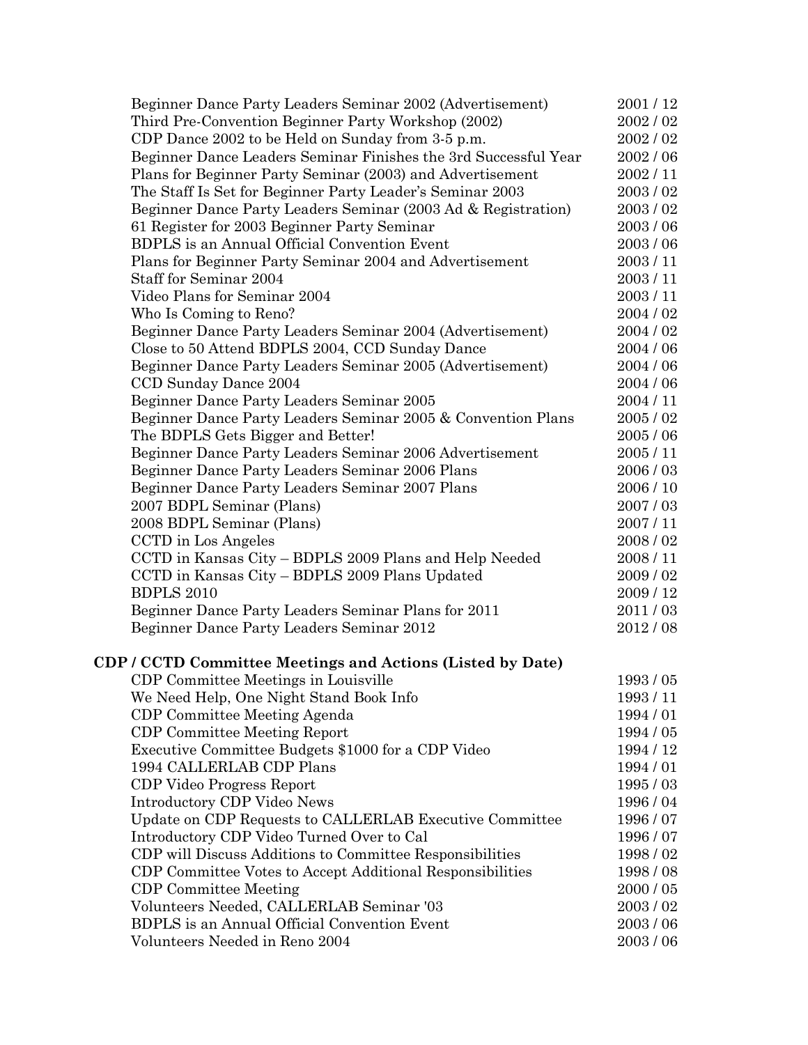| | |
|---|---|
| Beginner Dance Party Leaders Seminar 2002 (Advertisement) | 2001 / 12 |
| Third Pre-Convention Beginner Party Workshop (2002) | 2002 / 02 |
| CDP Dance 2002 to be Held on Sunday from 3-5 p.m. | 2002 / 02 |
| Beginner Dance Leaders Seminar Finishes the 3rd Successful Year | 2002 / 06 |
| Plans for Beginner Party Seminar (2003) and Advertisement | 2002 / 11 |
| The Staff Is Set for Beginner Party Leader's Seminar 2003 | 2003 / 02 |
| Beginner Dance Party Leaders Seminar (2003 Ad & Registration) | 2003 / 02 |
| 61 Register for 2003 Beginner Party Seminar | 2003 / 06 |
| BDPLS is an Annual Official Convention Event | 2003 / 06 |
| Plans for Beginner Party Seminar 2004 and Advertisement | 2003 / 11 |
| Staff for Seminar 2004 | 2003 / 11 |
| Video Plans for Seminar 2004 | 2003 / 11 |
| Who Is Coming to Reno? | 2004 / 02 |
| Beginner Dance Party Leaders Seminar 2004 (Advertisement) | 2004 / 02 |
| Close to 50 Attend BDPLS 2004, CCD Sunday Dance | 2004 / 06 |
| Beginner Dance Party Leaders Seminar 2005 (Advertisement) | 2004 / 06 |
| CCD Sunday Dance 2004 | 2004 / 06 |
| Beginner Dance Party Leaders Seminar 2005 | 2004 / 11 |
| Beginner Dance Party Leaders Seminar 2005 & Convention Plans | 2005 / 02 |
| The BDPLS Gets Bigger and Better! | 2005 / 06 |
| Beginner Dance Party Leaders Seminar 2006 Advertisement | 2005 / 11 |
| Beginner Dance Party Leaders Seminar 2006 Plans | 2006 / 03 |
| Beginner Dance Party Leaders Seminar 2007 Plans | 2006 / 10 |
| 2007 BDPL Seminar (Plans) | 2007 / 03 |
| 2008 BDPL Seminar (Plans) | 2007 / 11 |
| CCTD in Los Angeles | 2008 / 02 |
| CCTD in Kansas City – BDPLS 2009 Plans and Help Needed | 2008 / 11 |
| CCTD in Kansas City – BDPLS 2009 Plans Updated | 2009 / 02 |
| BDPLS 2010 | 2009 / 12 |
| Beginner Dance Party Leaders Seminar Plans for 2011 | 2011 / 03 |
| Beginner Dance Party Leaders Seminar 2012 | 2012 / 08 |

**CDP / CCTD Committee Meetings and Actions (Listed by Date)**

| | |
|---|---|
| CDP Committee Meetings in Louisville | 1993 / 05 |
| We Need Help, One Night Stand Book Info | 1993 / 11 |
| CDP Committee Meeting Agenda | 1994 / 01 |
| CDP Committee Meeting Report | 1994 / 05 |
| Executive Committee Budgets $1000 for a CDP Video | 1994 / 12 |
| 1994 CALLERLAB CDP Plans | 1994 / 01 |
| CDP Video Progress Report | 1995 / 03 |
| Introductory CDP Video News | 1996 / 04 |
| Update on CDP Requests to CALLERLAB Executive Committee | 1996 / 07 |
| Introductory CDP Video Turned Over to Cal | 1996 / 07 |
| CDP will Discuss Additions to Committee Responsibilities | 1998 / 02 |
| CDP Committee Votes to Accept Additional Responsibilities | 1998 / 08 |
| CDP Committee Meeting | 2000 / 05 |
| Volunteers Needed, CALLERLAB Seminar '03 | 2003 / 02 |
| BDPLS is an Annual Official Convention Event | 2003 / 06 |
| Volunteers Needed in Reno 2004 | 2003 / 06 |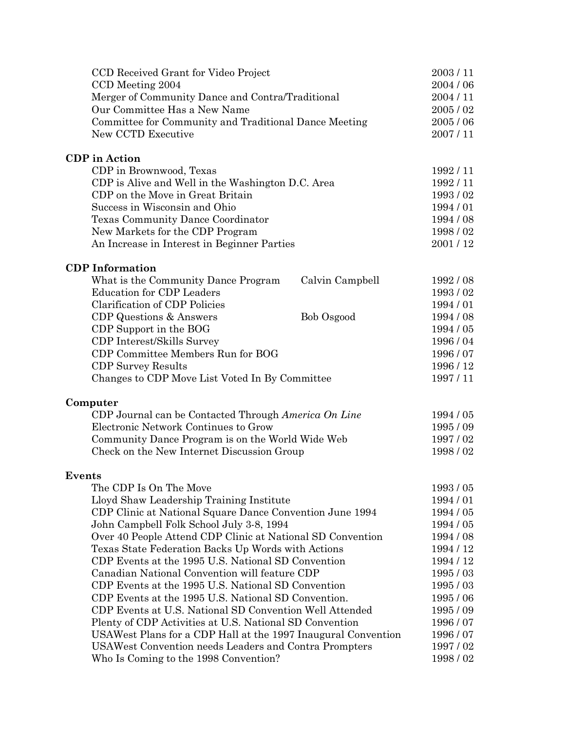| | | |
|---|---|---|
| CCD Received Grant for Video Project | | 2003 / 11 |
| CCD Meeting 2004 | | 2004 / 06 |
| Merger of Community Dance and Contra/Traditional | | 2004 / 11 |
| Our Committee Has a New Name | | 2005 / 02 |
| Committee for Community and Traditional Dance Meeting | | 2005 / 06 |
| New CCTD Executive | | 2007 / 11 |

**CDP in Action**

| | | |
|---|---|---|
| CDP in Brownwood, Texas | | 1992 / 11 |
| CDP is Alive and Well in the Washington D.C. Area | | 1992 / 11 |
| CDP on the Move in Great Britain | | 1993 / 02 |
| Success in Wisconsin and Ohio | | 1994 / 01 |
| Texas Community Dance Coordinator | | 1994 / 08 |
| New Markets for the CDP Program | | 1998 / 02 |
| An Increase in Interest in Beginner Parties | | 2001 / 12 |

**CDP Information**

| | | |
|---|---|---|
| What is the Community Dance Program | Calvin Campbell | 1992 / 08 |
| Education for CDP Leaders | | 1993 / 02 |
| Clarification of CDP Policies | | 1994 / 01 |
| CDP Questions & Answers | Bob Osgood | 1994 / 08 |
| CDP Support in the BOG | | 1994 / 05 |
| CDP Interest/Skills Survey | | 1996 / 04 |
| CDP Committee Members Run for BOG | | 1996 / 07 |
| CDP Survey Results | | 1996 / 12 |
| Changes to CDP Move List Voted In By Committee | | 1997 / 11 |

**Computer**

| | | |
|---|---|---|
| CDP Journal can be Contacted Through *America On Line* | | 1994 / 05 |
| Electronic Network Continues to Grow | | 1995 / 09 |
| Community Dance Program is on the World Wide Web | | 1997 / 02 |
| Check on the New Internet Discussion Group | | 1998 / 02 |

**Events**

| | | |
|---|---|---|
| The CDP Is On The Move | | 1993 / 05 |
| Lloyd Shaw Leadership Training Institute | | 1994 / 01 |
| CDP Clinic at National Square Dance Convention June 1994 | | 1994 / 05 |
| John Campbell Folk School July 3-8, 1994 | | 1994 / 05 |
| Over 40 People Attend CDP Clinic at National SD Convention | | 1994 / 08 |
| Texas State Federation Backs Up Words with Actions | | 1994 / 12 |
| CDP Events at the 1995 U.S. National SD Convention | | 1994 / 12 |
| Canadian National Convention will feature CDP | | 1995 / 03 |
| CDP Events at the 1995 U.S. National SD Convention | | 1995 / 03 |
| CDP Events at the 1995 U.S. National SD Convention. | | 1995 / 06 |
| CDP Events at U.S. National SD Convention Well Attended | | 1995 / 09 |
| Plenty of CDP Activities at U.S. National SD Convention | | 1996 / 07 |
| USAWest Plans for a CDP Hall at the 1997 Inaugural Convention | | 1996 / 07 |
| USAWest Convention needs Leaders and Contra Prompters | | 1997 / 02 |
| Who Is Coming to the 1998 Convention? | | 1998 / 02 |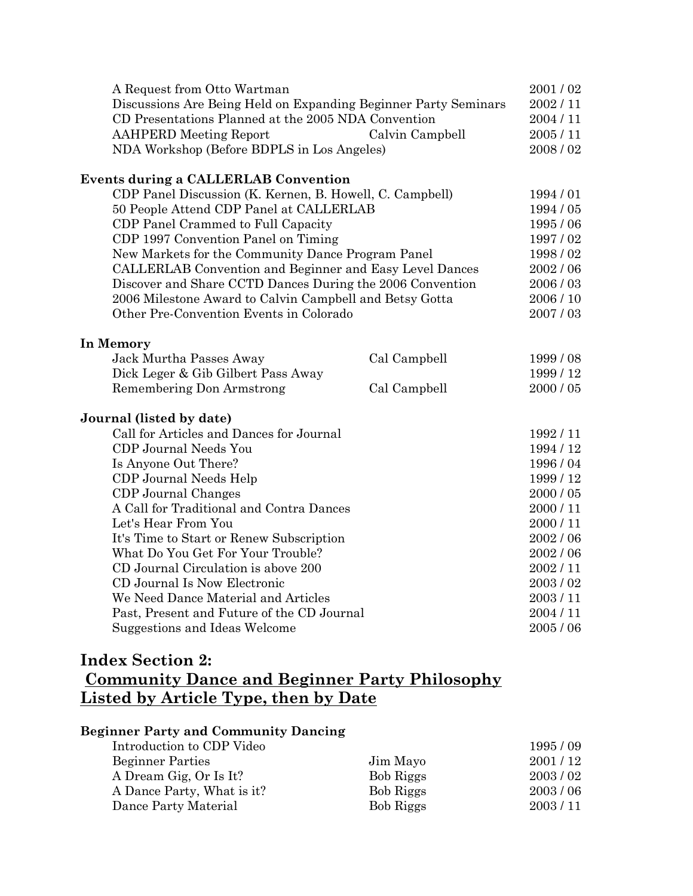| | | |
|---|---|---|
| A Request from Otto Wartman | | 2001 / 02 |
| Discussions Are Being Held on Expanding Beginner Party Seminars | | 2002 / 11 |
| CD Presentations Planned at the 2005 NDA Convention | | 2004 / 11 |
| AAHPERD Meeting Report | Calvin Campbell | 2005 / 11 |
| NDA Workshop (Before BDPLS in Los Angeles) | | 2008 / 02 |

**Events during a CALLERLAB Convention**

| | | |
|---|---|---|
| CDP Panel Discussion (K. Kernen, B. Howell, C. Campbell) | | 1994 / 01 |
| 50 People Attend CDP Panel at CALLERLAB | | 1994 / 05 |
| CDP Panel Crammed to Full Capacity | | 1995 / 06 |
| CDP 1997 Convention Panel on Timing | | 1997 / 02 |
| New Markets for the Community Dance Program Panel | | 1998 / 02 |
| CALLERLAB Convention and Beginner and Easy Level Dances | | 2002 / 06 |
| Discover and Share CCTD Dances During the 2006 Convention | | 2006 / 03 |
| 2006 Milestone Award to Calvin Campbell and Betsy Gotta | | 2006 / 10 |
| Other Pre-Convention Events in Colorado | | 2007 / 03 |

**In Memory**

| | | |
|---|---|---|
| Jack Murtha Passes Away | Cal Campbell | 1999 / 08 |
| Dick Leger & Gib Gilbert Pass Away | | 1999 / 12 |
| Remembering Don Armstrong | Cal Campbell | 2000 / 05 |

**Journal (listed by date)**

| | | |
|---|---|---|
| Call for Articles and Dances for Journal | | 1992 / 11 |
| CDP Journal Needs You | | 1994 / 12 |
| Is Anyone Out There? | | 1996 / 04 |
| CDP Journal Needs Help | | 1999 / 12 |
| CDP Journal Changes | | 2000 / 05 |
| A Call for Traditional and Contra Dances | | 2000 / 11 |
| Let's Hear From You | | 2000 / 11 |
| It's Time to Start or Renew Subscription | | 2002 / 06 |
| What Do You Get For Your Trouble? | | 2002 / 06 |
| CD Journal Circulation is above 200 | | 2002 / 11 |
| CD Journal Is Now Electronic | | 2003 / 02 |
| We Need Dance Material and Articles | | 2003 / 11 |
| Past, Present and Future of the CD Journal | | 2004 / 11 |
| Suggestions and Ideas Welcome | | 2005 / 06 |

## Index Section 2: Community Dance and Beginner Party Philosophy Listed by Article Type, then by Date

**Beginner Party and Community Dancing**

| | | |
|---|---|---|
| Introduction to CDP Video | | 1995 / 09 |
| Beginner Parties | Jim Mayo | 2001 / 12 |
| A Dream Gig, Or Is It? | Bob Riggs | 2003 / 02 |
| A Dance Party, What is it? | Bob Riggs | 2003 / 06 |
| Dance Party Material | Bob Riggs | 2003 / 11 |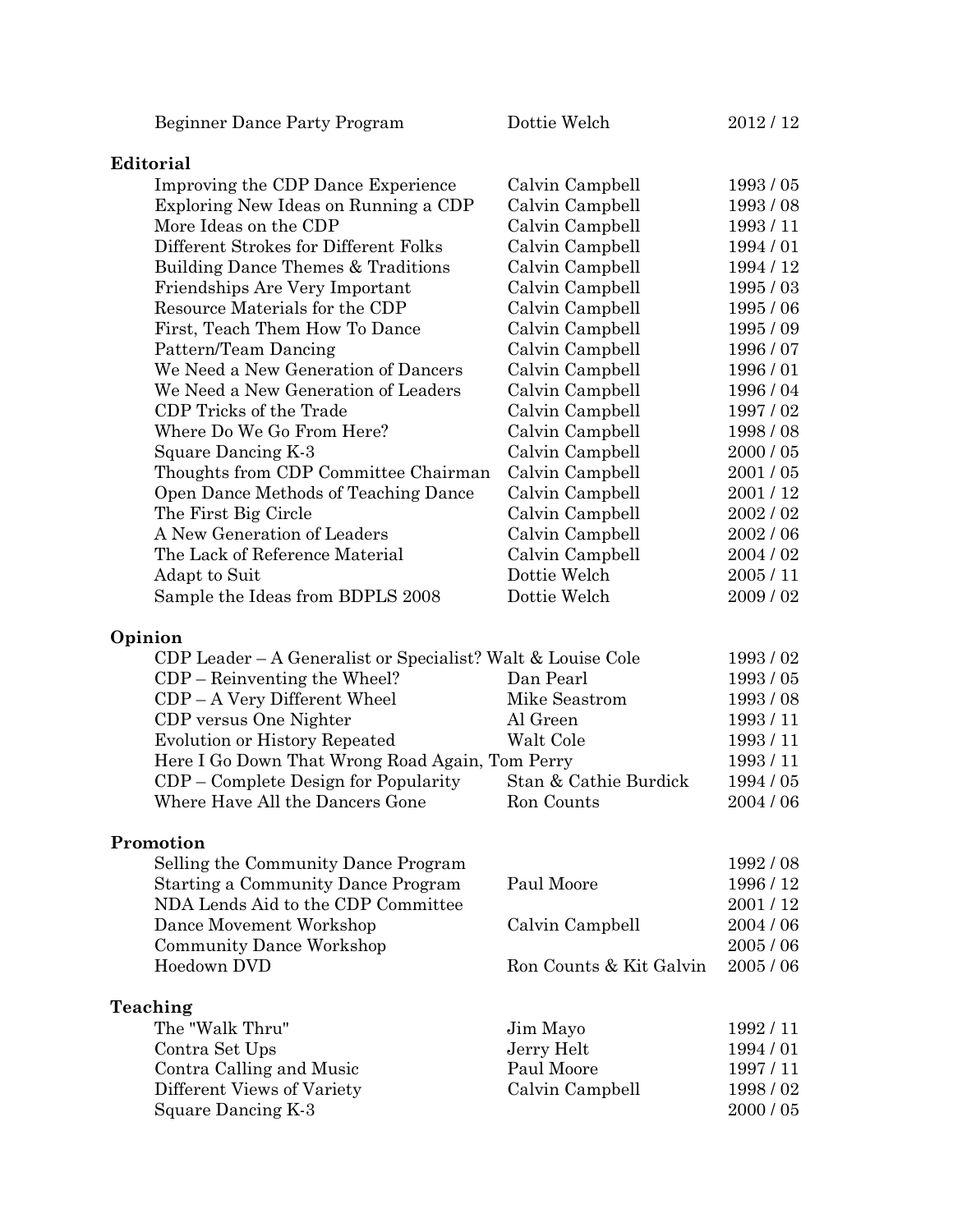| | | |
|---|---|---|
| Beginner Dance Party Program | Dottie Welch | 2012 / 12 |

**Editorial**

| | | |
|---|---|---|
| Improving the CDP Dance Experience | Calvin Campbell | 1993 / 05 |
| Exploring New Ideas on Running a CDP | Calvin Campbell | 1993 / 08 |
| More Ideas on the CDP | Calvin Campbell | 1993 / 11 |
| Different Strokes for Different Folks | Calvin Campbell | 1994 / 01 |
| Building Dance Themes & Traditions | Calvin Campbell | 1994 / 12 |
| Friendships Are Very Important | Calvin Campbell | 1995 / 03 |
| Resource Materials for the CDP | Calvin Campbell | 1995 / 06 |
| First, Teach Them How To Dance | Calvin Campbell | 1995 / 09 |
| Pattern/Team Dancing | Calvin Campbell | 1996 / 07 |
| We Need a New Generation of Dancers | Calvin Campbell | 1996 / 01 |
| We Need a New Generation of Leaders | Calvin Campbell | 1996 / 04 |
| CDP Tricks of the Trade | Calvin Campbell | 1997 / 02 |
| Where Do We Go From Here? | Calvin Campbell | 1998 / 08 |
| Square Dancing K-3 | Calvin Campbell | 2000 / 05 |
| Thoughts from CDP Committee Chairman | Calvin Campbell | 2001 / 05 |
| Open Dance Methods of Teaching Dance | Calvin Campbell | 2001 / 12 |
| The First Big Circle | Calvin Campbell | 2002 / 02 |
| A New Generation of Leaders | Calvin Campbell | 2002 / 06 |
| The Lack of Reference Material | Calvin Campbell | 2004 / 02 |
| Adapt to Suit | Dottie Welch | 2005 / 11 |
| Sample the Ideas from BDPLS 2008 | Dottie Welch | 2009 / 02 |

**Opinion**

| | | |
|---|---|---|
| CDP Leader – A Generalist or Specialist? | Walt & Louise Cole | 1993 / 02 |
| CDP – Reinventing the Wheel? | Dan Pearl | 1993 / 05 |
| CDP – A Very Different Wheel | Mike Seastrom | 1993 / 08 |
| CDP versus One Nighter | Al Green | 1993 / 11 |
| Evolution or History Repeated | Walt Cole | 1993 / 11 |
| Here I Go Down That Wrong Road Again, | Tom Perry | 1993 / 11 |
| CDP – Complete Design for Popularity | Stan & Cathie Burdick | 1994 / 05 |
| Where Have All the Dancers Gone | Ron Counts | 2004 / 06 |

**Promotion**

| | | |
|---|---|---|
| Selling the Community Dance Program | | 1992 / 08 |
| Starting a Community Dance Program | Paul Moore | 1996 / 12 |
| NDA Lends Aid to the CDP Committee | | 2001 / 12 |
| Dance Movement Workshop | Calvin Campbell | 2004 / 06 |
| Community Dance Workshop | | 2005 / 06 |
| Hoedown DVD | Ron Counts & Kit Galvin | 2005 / 06 |

**Teaching**

| | | |
|---|---|---|
| The "Walk Thru" | Jim Mayo | 1992 / 11 |
| Contra Set Ups | Jerry Helt | 1994 / 01 |
| Contra Calling and Music | Paul Moore | 1997 / 11 |
| Different Views of Variety | Calvin Campbell | 1998 / 02 |
| Square Dancing K-3 | | 2000 / 05 |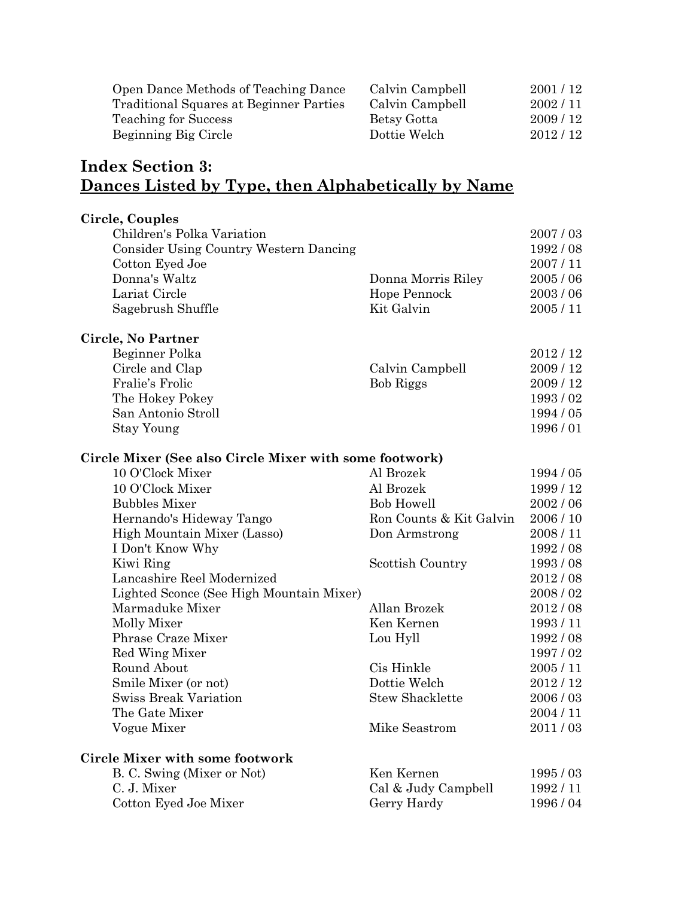| | | |
|---|---|---|
| Open Dance Methods of Teaching Dance | Calvin Campbell | 2001 / 12 |
| Traditional Squares at Beginner Parties | Calvin Campbell | 2002 / 11 |
| Teaching for Success | Betsy Gotta | 2009 / 12 |
| Beginning Big Circle | Dottie Welch | 2012 / 12 |

## Index Section 3: Dances Listed by Type, then Alphabetically by Name

**Circle, Couples**

| | | |
|---|---|---|
| Children's Polka Variation | | 2007 / 03 |
| Consider Using Country Western Dancing | | 1992 / 08 |
| Cotton Eyed Joe | | 2007 / 11 |
| Donna's Waltz | Donna Morris Riley | 2005 / 06 |
| Lariat Circle | Hope Pennock | 2003 / 06 |
| Sagebrush Shuffle | Kit Galvin | 2005 / 11 |

**Circle, No Partner**

| | | |
|---|---|---|
| Beginner Polka | | 2012 / 12 |
| Circle and Clap | Calvin Campbell | 2009 / 12 |
| Fralie's Frolic | Bob Riggs | 2009 / 12 |
| The Hokey Pokey | | 1993 / 02 |
| San Antonio Stroll | | 1994 / 05 |
| Stay Young | | 1996 / 01 |

**Circle Mixer (See also Circle Mixer with some footwork)**

| | | |
|---|---|---|
| 10 O'Clock Mixer | Al Brozek | 1994 / 05 |
| 10 O'Clock Mixer | Al Brozek | 1999 / 12 |
| Bubbles Mixer | Bob Howell | 2002 / 06 |
| Hernando's Hideway Tango | Ron Counts & Kit Galvin | 2006 / 10 |
| High Mountain Mixer (Lasso) | Don Armstrong | 2008 / 11 |
| I Don't Know Why | | 1992 / 08 |
| Kiwi Ring | Scottish Country | 1993 / 08 |
| Lancashire Reel Modernized | | 2012 / 08 |
| Lighted Sconce (See High Mountain Mixer) | | 2008 / 02 |
| Marmaduke Mixer | Allan Brozek | 2012 / 08 |
| Molly Mixer | Ken Kernen | 1993 / 11 |
| Phrase Craze Mixer | Lou Hyll | 1992 / 08 |
| Red Wing Mixer | | 1997 / 02 |
| Round About | Cis Hinkle | 2005 / 11 |
| Smile Mixer (or not) | Dottie Welch | 2012 / 12 |
| Swiss Break Variation | Stew Shacklette | 2006 / 03 |
| The Gate Mixer | | 2004 / 11 |
| Vogue Mixer | Mike Seastrom | 2011 / 03 |

**Circle Mixer with some footwork**

| | | |
|---|---|---|
| B. C. Swing (Mixer or Not) | Ken Kernen | 1995 / 03 |
| C. J. Mixer | Cal & Judy Campbell | 1992 / 11 |
| Cotton Eyed Joe Mixer | Gerry Hardy | 1996 / 04 |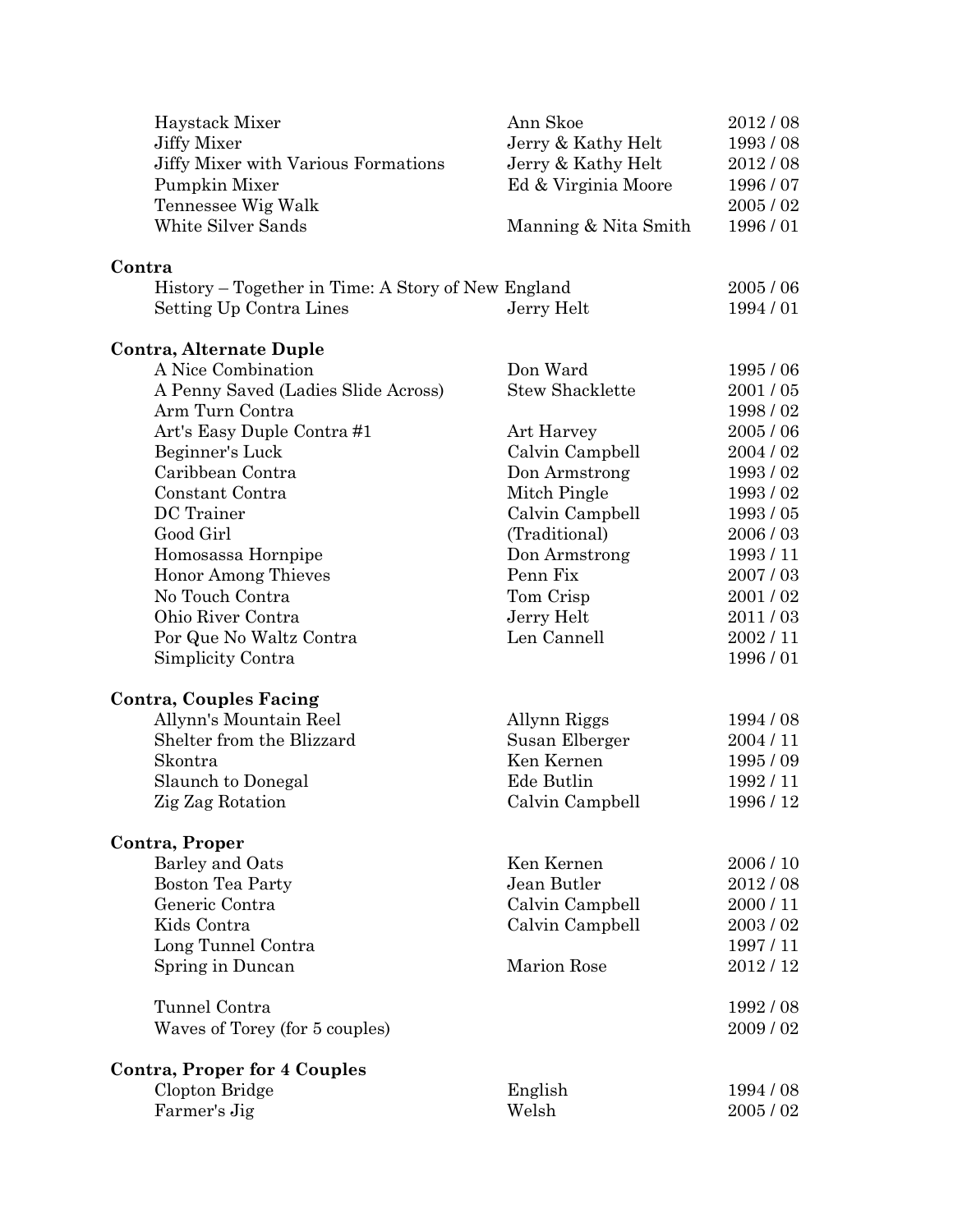| | | |
|---|---|---|
| Haystack Mixer | Ann Skoe | 2012 / 08 |
| Jiffy Mixer | Jerry & Kathy Helt | 1993 / 08 |
| Jiffy Mixer with Various Formations | Jerry & Kathy Helt | 2012 / 08 |
| Pumpkin Mixer | Ed & Virginia Moore | 1996 / 07 |
| Tennessee Wig Walk | | 2005 / 02 |
| White Silver Sands | Manning & Nita Smith | 1996 / 01 |

**Contra**

| | | |
|---|---|---|
| History – Together in Time: A Story of New England | | 2005 / 06 |
| Setting Up Contra Lines | Jerry Helt | 1994 / 01 |

**Contra, Alternate Duple**

| | | |
|---|---|---|
| A Nice Combination | Don Ward | 1995 / 06 |
| A Penny Saved (Ladies Slide Across) | Stew Shacklette | 2001 / 05 |
| Arm Turn Contra | | 1998 / 02 |
| Art's Easy Duple Contra #1 | Art Harvey | 2005 / 06 |
| Beginner's Luck | Calvin Campbell | 2004 / 02 |
| Caribbean Contra | Don Armstrong | 1993 / 02 |
| Constant Contra | Mitch Pingle | 1993 / 02 |
| DC Trainer | Calvin Campbell | 1993 / 05 |
| Good Girl | (Traditional) | 2006 / 03 |
| Homosassa Hornpipe | Don Armstrong | 1993 / 11 |
| Honor Among Thieves | Penn Fix | 2007 / 03 |
| No Touch Contra | Tom Crisp | 2001 / 02 |
| Ohio River Contra | Jerry Helt | 2011 / 03 |
| Por Que No Waltz Contra | Len Cannell | 2002 / 11 |
| Simplicity Contra | | 1996 / 01 |

**Contra, Couples Facing**

| | | |
|---|---|---|
| Allynn's Mountain Reel | Allynn Riggs | 1994 / 08 |
| Shelter from the Blizzard | Susan Elberger | 2004 / 11 |
| Skontra | Ken Kernen | 1995 / 09 |
| Slaunch to Donegal | Ede Butlin | 1992 / 11 |
| Zig Zag Rotation | Calvin Campbell | 1996 / 12 |

**Contra, Proper**

| | | |
|---|---|---|
| Barley and Oats | Ken Kernen | 2006 / 10 |
| Boston Tea Party | Jean Butler | 2012 / 08 |
| Generic Contra | Calvin Campbell | 2000 / 11 |
| Kids Contra | Calvin Campbell | 2003 / 02 |
| Long Tunnel Contra | | 1997 / 11 |
| Spring in Duncan | Marion Rose | 2012 / 12 |
| Tunnel Contra | | 1992 / 08 |
| Waves of Torey (for 5 couples) | | 2009 / 02 |

**Contra, Proper for 4 Couples**

| | | |
|---|---|---|
| Clopton Bridge | English | 1994 / 08 |
| Farmer's Jig | Welsh | 2005 / 02 |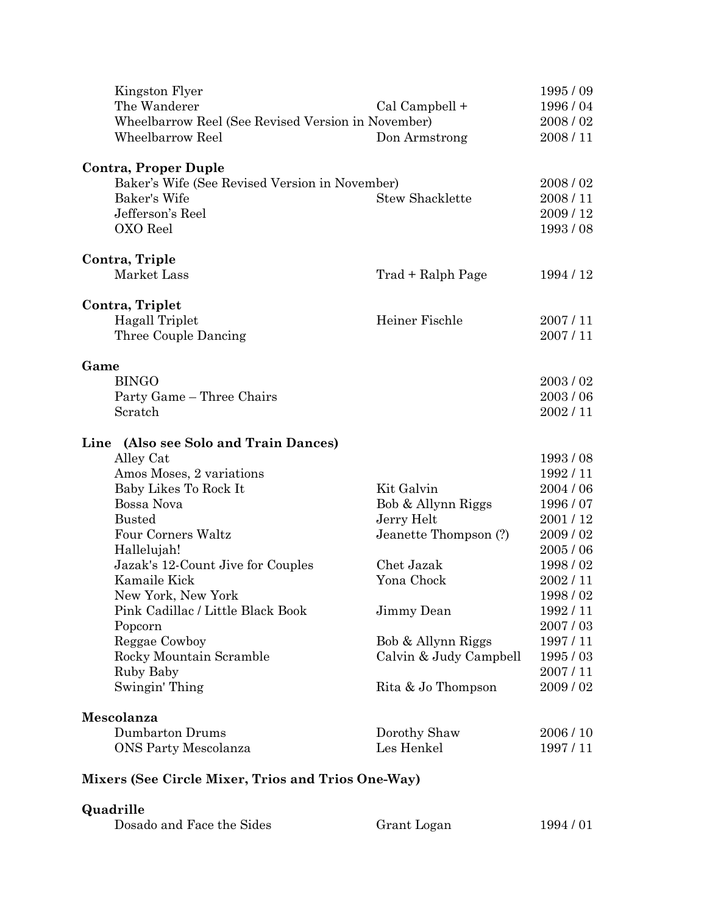| | | |
|---|---|---|
| Kingston Flyer | | 1995 / 09 |
| The Wanderer | Cal Campbell + | 1996 / 04 |
| Wheelbarrow Reel (See Revised Version in November) | | 2008 / 02 |
| Wheelbarrow Reel | Don Armstrong | 2008 / 11 |

**Contra, Proper Duple**

| | | |
|---|---|---|
| Baker's Wife (See Revised Version in November) | | 2008 / 02 |
| Baker's Wife | Stew Shacklette | 2008 / 11 |
| Jefferson's Reel | | 2009 / 12 |
| OXO Reel | | 1993 / 08 |

**Contra, Triple**

| | | |
|---|---|---|
| Market Lass | Trad + Ralph Page | 1994 / 12 |

**Contra, Triplet**

| | | |
|---|---|---|
| Hagall Triplet | Heiner Fischle | 2007 / 11 |
| Three Couple Dancing | | 2007 / 11 |

**Game**

| | | |
|---|---|---|
| BINGO | | 2003 / 02 |
| Party Game – Three Chairs | | 2003 / 06 |
| Scratch | | 2002 / 11 |

**Line (Also see Solo and Train Dances)**

| | | |
|---|---|---|
| Alley Cat | | 1993 / 08 |
| Amos Moses, 2 variations | | 1992 / 11 |
| Baby Likes To Rock It | Kit Galvin | 2004 / 06 |
| Bossa Nova | Bob & Allynn Riggs | 1996 / 07 |
| Busted | Jerry Helt | 2001 / 12 |
| Four Corners Waltz | Jeanette Thompson (?) | 2009 / 02 |
| Hallelujah! | | 2005 / 06 |
| Jazak's 12-Count Jive for Couples | Chet Jazak | 1998 / 02 |
| Kamaile Kick | Yona Chock | 2002 / 11 |
| New York, New York | | 1998 / 02 |
| Pink Cadillac / Little Black Book | Jimmy Dean | 1992 / 11 |
| Popcorn | | 2007 / 03 |
| Reggae Cowboy | Bob & Allynn Riggs | 1997 / 11 |
| Rocky Mountain Scramble | Calvin & Judy Campbell | 1995 / 03 |
| Ruby Baby | | 2007 / 11 |
| Swingin' Thing | Rita & Jo Thompson | 2009 / 02 |

**Mescolanza**

| | | |
|---|---|---|
| Dumbarton Drums | Dorothy Shaw | 2006 / 10 |
| ONS Party Mescolanza | Les Henkel | 1997 / 11 |

**Mixers (See Circle Mixer, Trios and Trios One-Way)**

**Quadrille**

| | | |
|---|---|---|
| Dosado and Face the Sides | Grant Logan | 1994 / 01 |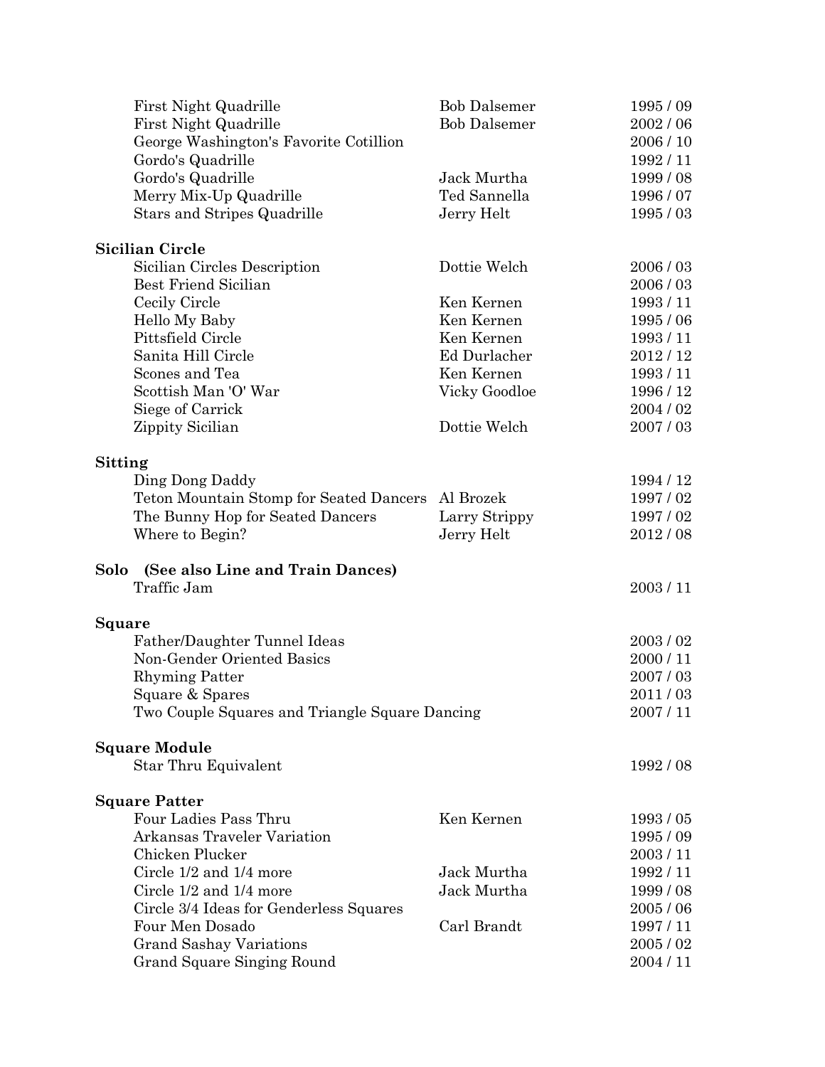| | | |
|---|---|---|
| First Night Quadrille | Bob Dalsemer | 1995 / 09 |
| First Night Quadrille | Bob Dalsemer | 2002 / 06 |
| George Washington's Favorite Cotillion | | 2006 / 10 |
| Gordo's Quadrille | | 1992 / 11 |
| Gordo's Quadrille | Jack Murtha | 1999 / 08 |
| Merry Mix-Up Quadrille | Ted Sannella | 1996 / 07 |
| Stars and Stripes Quadrille | Jerry Helt | 1995 / 03 |

**Sicilian Circle**

| | | |
|---|---|---|
| Sicilian Circles Description | Dottie Welch | 2006 / 03 |
| Best Friend Sicilian | | 2006 / 03 |
| Cecily Circle | Ken Kernen | 1993 / 11 |
| Hello My Baby | Ken Kernen | 1995 / 06 |
| Pittsfield Circle | Ken Kernen | 1993 / 11 |
| Sanita Hill Circle | Ed Durlacher | 2012 / 12 |
| Scones and Tea | Ken Kernen | 1993 / 11 |
| Scottish Man 'O' War | Vicky Goodloe | 1996 / 12 |
| Siege of Carrick | | 2004 / 02 |
| Zippity Sicilian | Dottie Welch | 2007 / 03 |

**Sitting**

| | | |
|---|---|---|
| Ding Dong Daddy | | 1994 / 12 |
| Teton Mountain Stomp for Seated Dancers | Al Brozek | 1997 / 02 |
| The Bunny Hop for Seated Dancers | Larry Strippy | 1997 / 02 |
| Where to Begin? | Jerry Helt | 2012 / 08 |

**Solo (See also Line and Train Dances)**

| | | |
|---|---|---|
| Traffic Jam | | 2003 / 11 |

**Square**

| | | |
|---|---|---|
| Father/Daughter Tunnel Ideas | | 2003 / 02 |
| Non-Gender Oriented Basics | | 2000 / 11 |
| Rhyming Patter | | 2007 / 03 |
| Square & Spares | | 2011 / 03 |
| Two Couple Squares and Triangle Square Dancing | | 2007 / 11 |

**Square Module**

| | | |
|---|---|---|
| Star Thru Equivalent | | 1992 / 08 |

**Square Patter**

| | | |
|---|---|---|
| Four Ladies Pass Thru | Ken Kernen | 1993 / 05 |
| Arkansas Traveler Variation | | 1995 / 09 |
| Chicken Plucker | | 2003 / 11 |
| Circle 1/2 and 1/4 more | Jack Murtha | 1992 / 11 |
| Circle 1/2 and 1/4 more | Jack Murtha | 1999 / 08 |
| Circle 3/4 Ideas for Genderless Squares | | 2005 / 06 |
| Four Men Dosado | Carl Brandt | 1997 / 11 |
| Grand Sashay Variations | | 2005 / 02 |
| Grand Square Singing Round | | 2004 / 11 |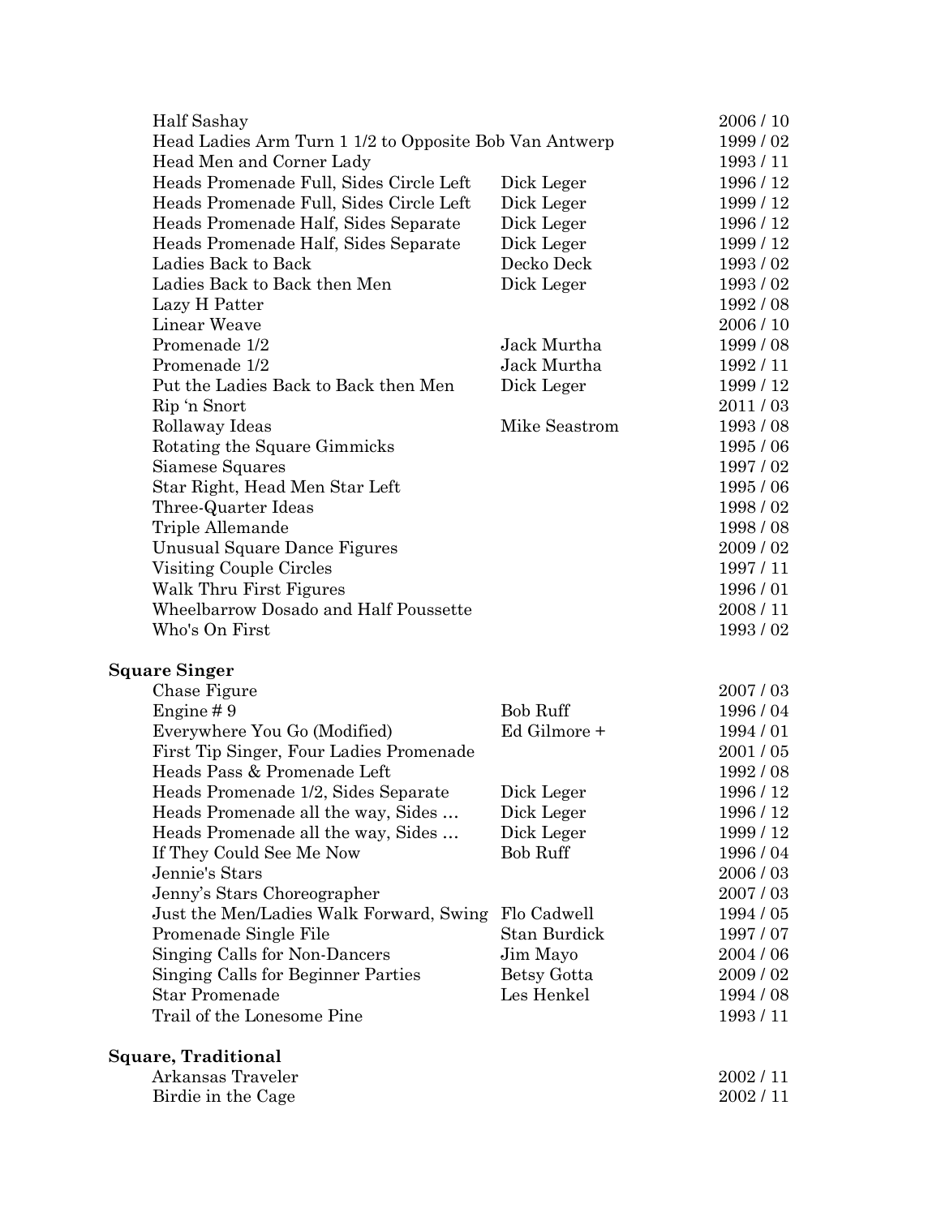| | | |
|---|---|---|
| Half Sashay | | 2006 / 10 |
| Head Ladies Arm Turn 1 1/2 to Opposite Bob Van Antwerp | | 1999 / 02 |
| Head Men and Corner Lady | | 1993 / 11 |
| Heads Promenade Full, Sides Circle Left | Dick Leger | 1996 / 12 |
| Heads Promenade Full, Sides Circle Left | Dick Leger | 1999 / 12 |
| Heads Promenade Half, Sides Separate | Dick Leger | 1996 / 12 |
| Heads Promenade Half, Sides Separate | Dick Leger | 1999 / 12 |
| Ladies Back to Back | Decko Deck | 1993 / 02 |
| Ladies Back to Back then Men | Dick Leger | 1993 / 02 |
| Lazy H Patter | | 1992 / 08 |
| Linear Weave | | 2006 / 10 |
| Promenade 1/2 | Jack Murtha | 1999 / 08 |
| Promenade 1/2 | Jack Murtha | 1992 / 11 |
| Put the Ladies Back to Back then Men | Dick Leger | 1999 / 12 |
| Rip 'n Snort | | 2011 / 03 |
| Rollaway Ideas | Mike Seastrom | 1993 / 08 |
| Rotating the Square Gimmicks | | 1995 / 06 |
| Siamese Squares | | 1997 / 02 |
| Star Right, Head Men Star Left | | 1995 / 06 |
| Three-Quarter Ideas | | 1998 / 02 |
| Triple Allemande | | 1998 / 08 |
| Unusual Square Dance Figures | | 2009 / 02 |
| Visiting Couple Circles | | 1997 / 11 |
| Walk Thru First Figures | | 1996 / 01 |
| Wheelbarrow Dosado and Half Poussette | | 2008 / 11 |
| Who's On First | | 1993 / 02 |

**Square Singer**

| | | |
|---|---|---|
| Chase Figure | | 2007 / 03 |
| Engine # 9 | Bob Ruff | 1996 / 04 |
| Everywhere You Go (Modified) | Ed Gilmore + | 1994 / 01 |
| First Tip Singer, Four Ladies Promenade | | 2001 / 05 |
| Heads Pass & Promenade Left | | 1992 / 08 |
| Heads Promenade 1/2, Sides Separate | Dick Leger | 1996 / 12 |
| Heads Promenade all the way, Sides … | Dick Leger | 1996 / 12 |
| Heads Promenade all the way, Sides … | Dick Leger | 1999 / 12 |
| If They Could See Me Now | Bob Ruff | 1996 / 04 |
| Jennie's Stars | | 2006 / 03 |
| Jenny's Stars Choreographer | | 2007 / 03 |
| Just the Men/Ladies Walk Forward, Swing | Flo Cadwell | 1994 / 05 |
| Promenade Single File | Stan Burdick | 1997 / 07 |
| Singing Calls for Non-Dancers | Jim Mayo | 2004 / 06 |
| Singing Calls for Beginner Parties | Betsy Gotta | 2009 / 02 |
| Star Promenade | Les Henkel | 1994 / 08 |
| Trail of the Lonesome Pine | | 1993 / 11 |

**Square, Traditional**

| | | |
|---|---|---|
| Arkansas Traveler | | 2002 / 11 |
| Birdie in the Cage | | 2002 / 11 |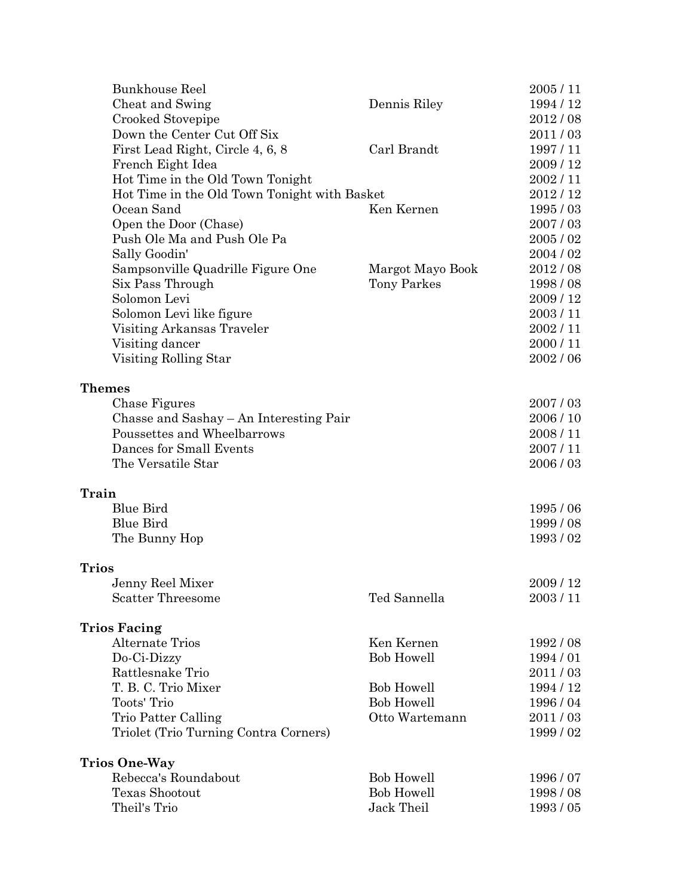| | | |
|---|---|---|
| Bunkhouse Reel | | 2005 / 11 |
| Cheat and Swing | Dennis Riley | 1994 / 12 |
| Crooked Stovepipe | | 2012 / 08 |
| Down the Center Cut Off Six | | 2011 / 03 |
| First Lead Right, Circle 4, 6, 8 | Carl Brandt | 1997 / 11 |
| French Eight Idea | | 2009 / 12 |
| Hot Time in the Old Town Tonight | | 2002 / 11 |
| Hot Time in the Old Town Tonight with Basket | | 2012 / 12 |
| Ocean Sand | Ken Kernen | 1995 / 03 |
| Open the Door (Chase) | | 2007 / 03 |
| Push Ole Ma and Push Ole Pa | | 2005 / 02 |
| Sally Goodin' | | 2004 / 02 |
| Sampsonville Quadrille Figure One | Margot Mayo Book | 2012 / 08 |
| Six Pass Through | Tony Parkes | 1998 / 08 |
| Solomon Levi | | 2009 / 12 |
| Solomon Levi like figure | | 2003 / 11 |
| Visiting Arkansas Traveler | | 2002 / 11 |
| Visiting dancer | | 2000 / 11 |
| Visiting Rolling Star | | 2002 / 06 |

**Themes**

| | | |
|---|---|---|
| Chase Figures | | 2007 / 03 |
| Chasse and Sashay – An Interesting Pair | | 2006 / 10 |
| Poussettes and Wheelbarrows | | 2008 / 11 |
| Dances for Small Events | | 2007 / 11 |
| The Versatile Star | | 2006 / 03 |

**Train**

| | | |
|---|---|---|
| Blue Bird | | 1995 / 06 |
| Blue Bird | | 1999 / 08 |
| The Bunny Hop | | 1993 / 02 |

**Trios**

| | | |
|---|---|---|
| Jenny Reel Mixer | | 2009 / 12 |
| Scatter Threesome | Ted Sannella | 2003 / 11 |

**Trios Facing**

| | | |
|---|---|---|
| Alternate Trios | Ken Kernen | 1992 / 08 |
| Do-Ci-Dizzy | Bob Howell | 1994 / 01 |
| Rattlesnake Trio | | 2011 / 03 |
| T. B. C. Trio Mixer | Bob Howell | 1994 / 12 |
| Toots' Trio | Bob Howell | 1996 / 04 |
| Trio Patter Calling | Otto Wartemann | 2011 / 03 |
| Triolet (Trio Turning Contra Corners) | | 1999 / 02 |

**Trios One-Way**

| | | |
|---|---|---|
| Rebecca's Roundabout | Bob Howell | 1996 / 07 |
| Texas Shootout | Bob Howell | 1998 / 08 |
| Theil's Trio | Jack Theil | 1993 / 05 |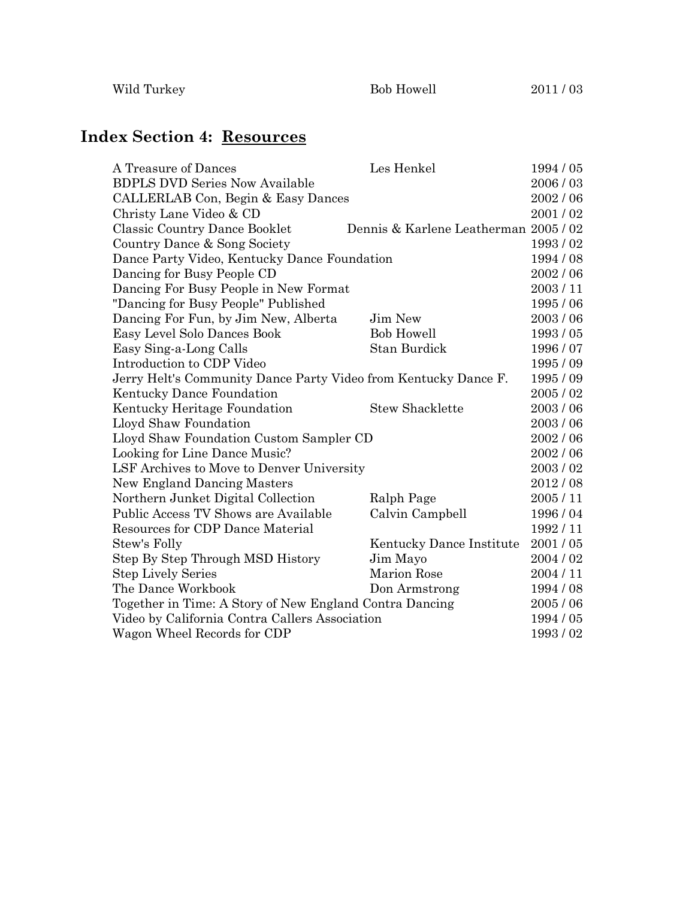| | | |
|---|---|---|
| Wild Turkey | Bob Howell | 2011 / 03 |

## Index Section 4: Resources

| | | |
|---|---|---|
| A Treasure of Dances | Les Henkel | 1994 / 05 |
| BDPLS DVD Series Now Available | | 2006 / 03 |
| CALLERLAB Con, Begin & Easy Dances | | 2002 / 06 |
| Christy Lane Video & CD | | 2001 / 02 |
| Classic Country Dance Booklet | Dennis & Karlene Leatherman | 2005 / 02 |
| Country Dance & Song Society | | 1993 / 02 |
| Dance Party Video, Kentucky Dance Foundation | | 1994 / 08 |
| Dancing for Busy People CD | | 2002 / 06 |
| Dancing For Busy People in New Format | | 2003 / 11 |
| "Dancing for Busy People" Published | | 1995 / 06 |
| Dancing For Fun, by Jim New, Alberta | Jim New | 2003 / 06 |
| Easy Level Solo Dances Book | Bob Howell | 1993 / 05 |
| Easy Sing-a-Long Calls | Stan Burdick | 1996 / 07 |
| Introduction to CDP Video | | 1995 / 09 |
| Jerry Helt's Community Dance Party Video from Kentucky Dance F. | | 1995 / 09 |
| Kentucky Dance Foundation | | 2005 / 02 |
| Kentucky Heritage Foundation | Stew Shacklette | 2003 / 06 |
| Lloyd Shaw Foundation | | 2003 / 06 |
| Lloyd Shaw Foundation Custom Sampler CD | | 2002 / 06 |
| Looking for Line Dance Music? | | 2002 / 06 |
| LSF Archives to Move to Denver University | | 2003 / 02 |
| New England Dancing Masters | | 2012 / 08 |
| Northern Junket Digital Collection | Ralph Page | 2005 / 11 |
| Public Access TV Shows are Available | Calvin Campbell | 1996 / 04 |
| Resources for CDP Dance Material | | 1992 / 11 |
| Stew's Folly | Kentucky Dance Institute | 2001 / 05 |
| Step By Step Through MSD History | Jim Mayo | 2004 / 02 |
| Step Lively Series | Marion Rose | 2004 / 11 |
| The Dance Workbook | Don Armstrong | 1994 / 08 |
| Together in Time: A Story of New England Contra Dancing | | 2005 / 06 |
| Video by California Contra Callers Association | | 1994 / 05 |
| Wagon Wheel Records for CDP | | 1993 / 02 |